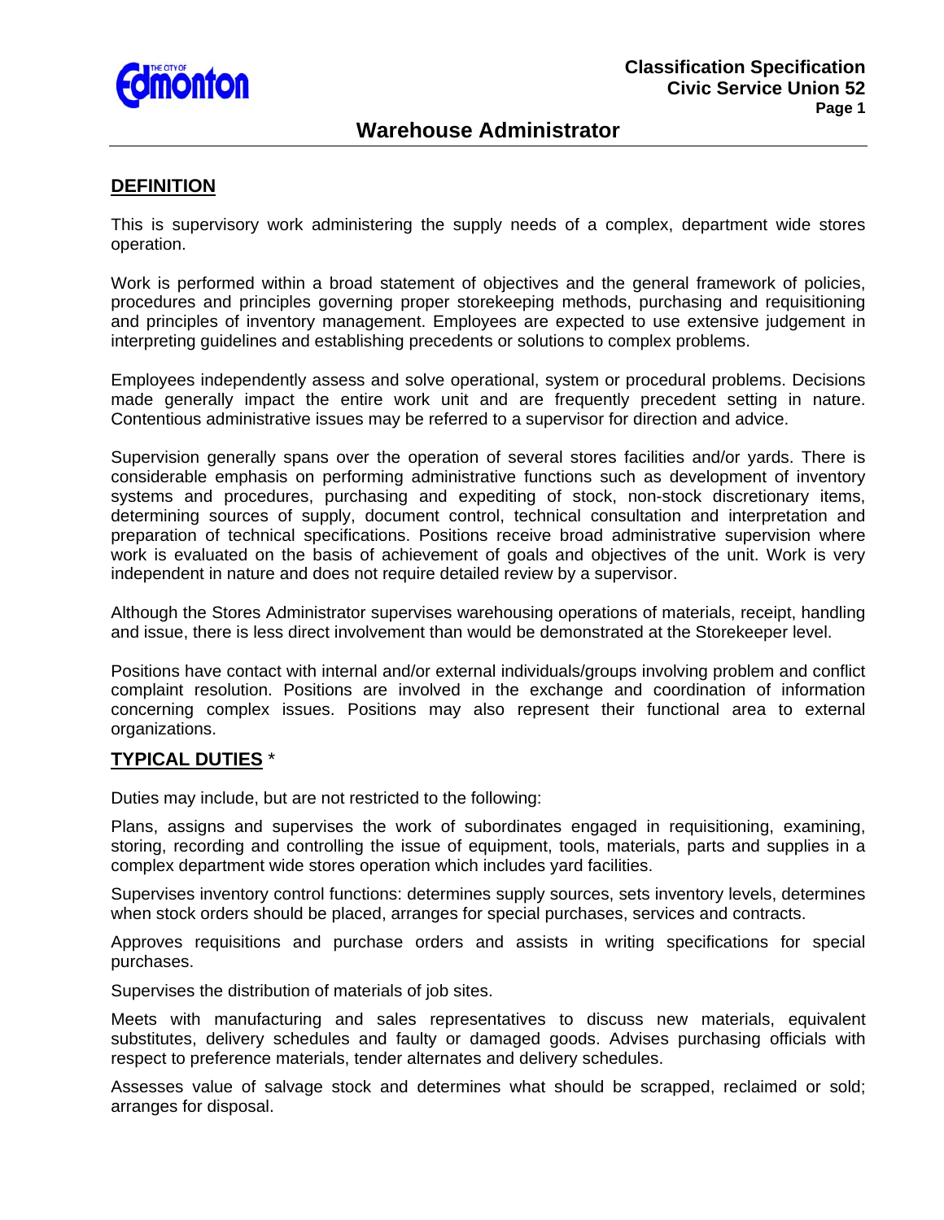# Warehouse Administrator

## DEFINITION

This is supervisory work administering the supply needs of a complex, department wide stores operation.

Work is performed within a broad statement of objectives and the general framework of policies, procedures and principles governing proper storekeeping methods, purchasing and requisitioning and principles of inventory management. Employees are expected to use extensive judgement in interpreting guidelines and establishing precedents or solutions to complex problems.

Employees independently assess and solve operational, system or procedural problems. Decisions made generally impact the entire work unit and are frequently precedent setting in nature. Contentious administrative issues may be referred to a supervisor for direction and advice.

Supervision generally spans over the operation of several stores facilities and/or yards. There is considerable emphasis on performing administrative functions such as development of inventory systems and procedures, purchasing and expediting of stock, non-stock discretionary items, determining sources of supply, document control, technical consultation and interpretation and preparation of technical specifications. Positions receive broad administrative supervision where work is evaluated on the basis of achievement of goals and objectives of the unit. Work is very independent in nature and does not require detailed review by a supervisor.

Although the Stores Administrator supervises warehousing operations of materials, receipt, handling and issue, there is less direct involvement than would be demonstrated at the Storekeeper level.

Positions have contact with internal and/or external individuals/groups involving problem and conflict complaint resolution. Positions are involved in the exchange and coordination of information concerning complex issues. Positions may also represent their functional area to external organizations.

## TYPICAL DUTIES *

Duties may include, but are not restricted to the following:

Plans, assigns and supervises the work of subordinates engaged in requisitioning, examining, storing, recording and controlling the issue of equipment, tools, materials, parts and supplies in a complex department wide stores operation which includes yard facilities.

Supervises inventory control functions: determines supply sources, sets inventory levels, determines when stock orders should be placed, arranges for special purchases, services and contracts.

Approves requisitions and purchase orders and assists in writing specifications for special purchases.

Supervises the distribution of materials of job sites.

Meets with manufacturing and sales representatives to discuss new materials, equivalent substitutes, delivery schedules and faulty or damaged goods. Advises purchasing officials with respect to preference materials, tender alternates and delivery schedules.

Assesses value of salvage stock and determines what should be scrapped, reclaimed or sold; arranges for disposal.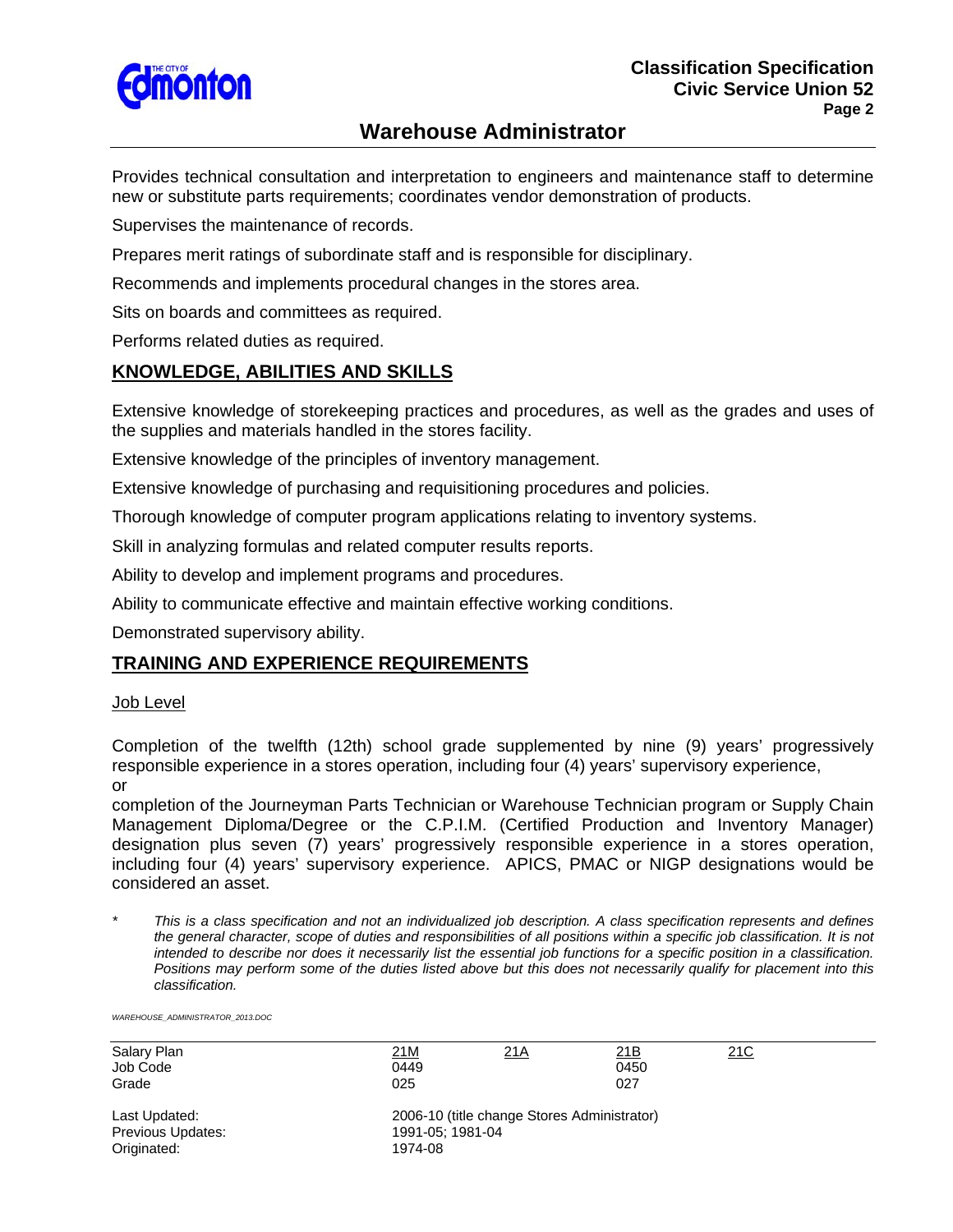Provides technical consultation and interpretation to engineers and maintenance staff to determine new or substitute parts requirements; coordinates vendor demonstration of products.

Supervises the maintenance of records.

Prepares merit ratings of subordinate staff and is responsible for disciplinary.

Recommends and implements procedural changes in the stores area.

Sits on boards and committees as required.

Performs related duties as required.

## KNOWLEDGE, ABILITIES AND SKILLS

Extensive knowledge of storekeeping practices and procedures, as well as the grades and uses of the supplies and materials handled in the stores facility.

Extensive knowledge of the principles of inventory management.

Extensive knowledge of purchasing and requisitioning procedures and policies.

Thorough knowledge of computer program applications relating to inventory systems.

Skill in analyzing formulas and related computer results reports.

Ability to develop and implement programs and procedures.

Ability to communicate effective and maintain effective working conditions.

Demonstrated supervisory ability.

## TRAINING AND EXPERIENCE REQUIREMENTS

Job Level

Completion of the twelfth (12th) school grade supplemented by nine (9) years' progressively responsible experience in a stores operation, including four (4) years' supervisory experience,
or
completion of the Journeyman Parts Technician or Warehouse Technician program or Supply Chain Management Diploma/Degree or the C.P.I.M. (Certified Production and Inventory Manager) designation plus seven (7) years' progressively responsible experience in a stores operation, including four (4) years' supervisory experience. APICS, PMAC or NIGP designations would be considered an asset.

\* *This is a class specification and not an individualized job description. A class specification represents and defines the general character, scope of duties and responsibilities of all positions within a specific job classification. It is not intended to describe nor does it necessarily list the essential job functions for a specific position in a classification. Positions may perform some of the duties listed above but this does not necessarily qualify for placement into this classification.*

*WAREHOUSE_ADMINISTRATOR_2013.DOC*

| Salary Plan | 21M | 21A | 21B | 21C |
|---|---|---|---|---|
| Job Code | 0449 | | 0450 | |
| Grade | 025 | | 027 | |

| | |
|---|---|
| Last Updated: | 2006-10 (title change Stores Administrator) |
| Previous Updates: | 1991-05; 1981-04 |
| Originated: | 1974-08 |